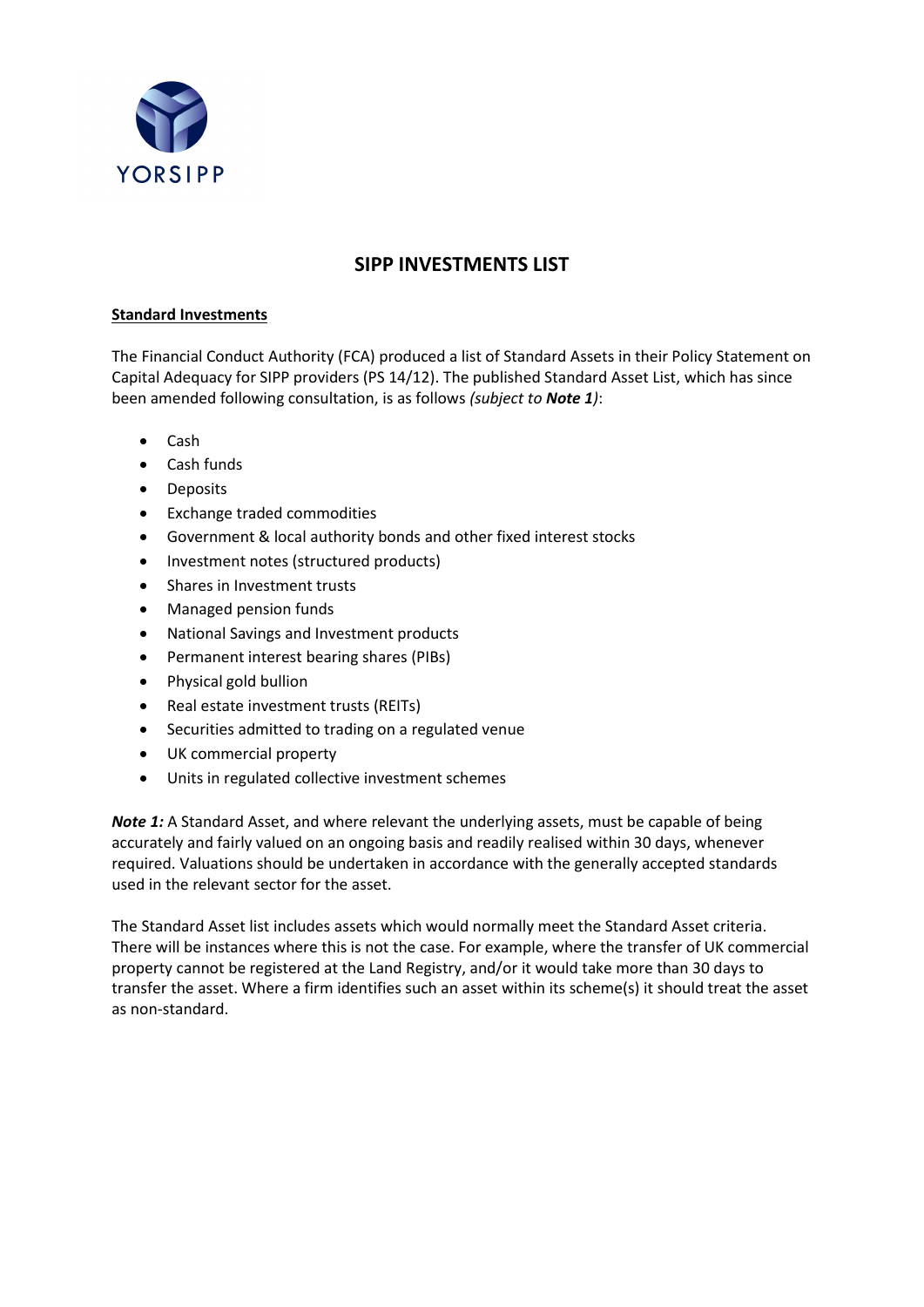YORSIPP

# SIPP INVESTMENTS LIST

**Standard Investments**

The Financial Conduct Authority (FCA) produced a list of Standard Assets in their Policy Statement on Capital Adequacy for SIPP providers (PS 14/12). The published Standard Asset List, which has since been amended following consultation, is as follows *(subject to **Note 1**)*:

- Cash
- Cash funds
- Deposits
- Exchange traded commodities
- Government & local authority bonds and other fixed interest stocks
- Investment notes (structured products)
- Shares in Investment trusts
- Managed pension funds
- National Savings and Investment products
- Permanent interest bearing shares (PIBs)
- Physical gold bullion
- Real estate investment trusts (REITs)
- Securities admitted to trading on a regulated venue
- UK commercial property
- Units in regulated collective investment schemes

***Note 1:*** A Standard Asset, and where relevant the underlying assets, must be capable of being accurately and fairly valued on an ongoing basis and readily realised within 30 days, whenever required. Valuations should be undertaken in accordance with the generally accepted standards used in the relevant sector for the asset.

The Standard Asset list includes assets which would normally meet the Standard Asset criteria. There will be instances where this is not the case. For example, where the transfer of UK commercial property cannot be registered at the Land Registry, and/or it would take more than 30 days to transfer the asset. Where a firm identifies such an asset within its scheme(s) it should treat the asset as non-standard.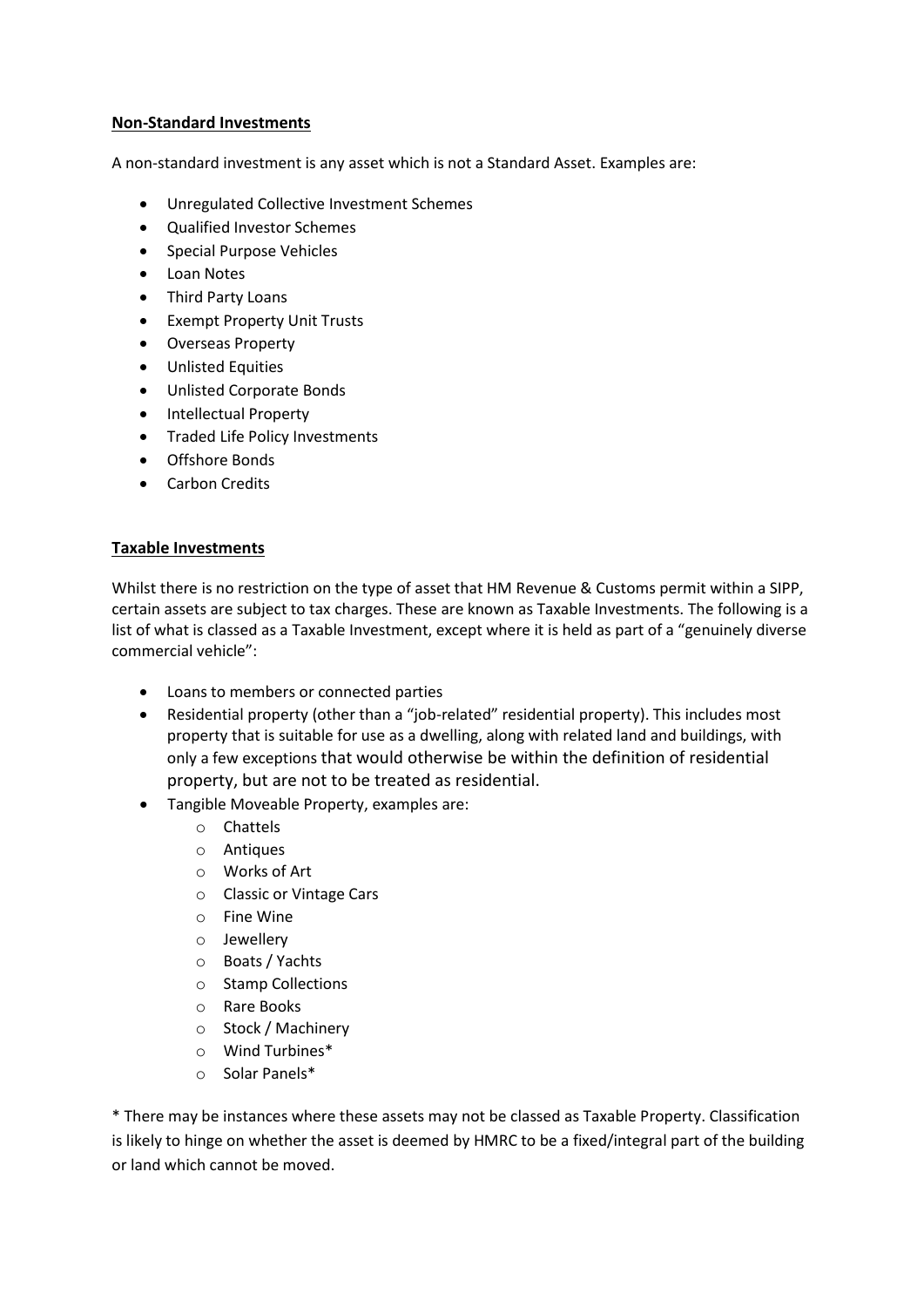**Non-Standard Investments**

A non-standard investment is any asset which is not a Standard Asset. Examples are:

- Unregulated Collective Investment Schemes
- Qualified Investor Schemes
- Special Purpose Vehicles
- Loan Notes
- Third Party Loans
- Exempt Property Unit Trusts
- Overseas Property
- Unlisted Equities
- Unlisted Corporate Bonds
- Intellectual Property
- Traded Life Policy Investments
- Offshore Bonds
- Carbon Credits

**Taxable Investments**

Whilst there is no restriction on the type of asset that HM Revenue & Customs permit within a SIPP, certain assets are subject to tax charges. These are known as Taxable Investments. The following is a list of what is classed as a Taxable Investment, except where it is held as part of a "genuinely diverse commercial vehicle":

- Loans to members or connected parties
- Residential property (other than a "job-related" residential property). This includes most property that is suitable for use as a dwelling, along with related land and buildings, with only a few exceptions that would otherwise be within the definition of residential property, but are not to be treated as residential.
- Tangible Moveable Property, examples are:
    - Chattels
    - Antiques
    - Works of Art
    - Classic or Vintage Cars
    - Fine Wine
    - Jewellery
    - Boats / Yachts
    - Stamp Collections
    - Rare Books
    - Stock / Machinery
    - Wind Turbines*
    - Solar Panels*

\* There may be instances where these assets may not be classed as Taxable Property. Classification is likely to hinge on whether the asset is deemed by HMRC to be a fixed/integral part of the building or land which cannot be moved.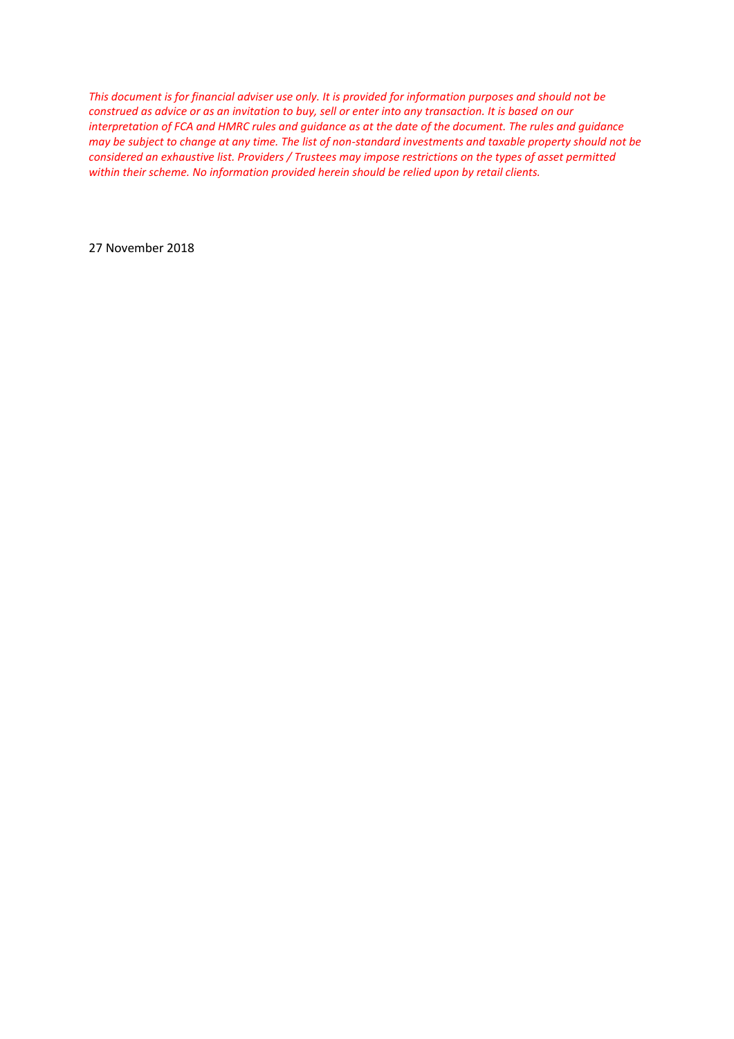*This document is for financial adviser use only. It is provided for information purposes and should not be construed as advice or as an invitation to buy, sell or enter into any transaction. It is based on our interpretation of FCA and HMRC rules and guidance as at the date of the document. The rules and guidance may be subject to change at any time. The list of non-standard investments and taxable property should not be considered an exhaustive list. Providers / Trustees may impose restrictions on the types of asset permitted within their scheme. No information provided herein should be relied upon by retail clients.*

27 November 2018